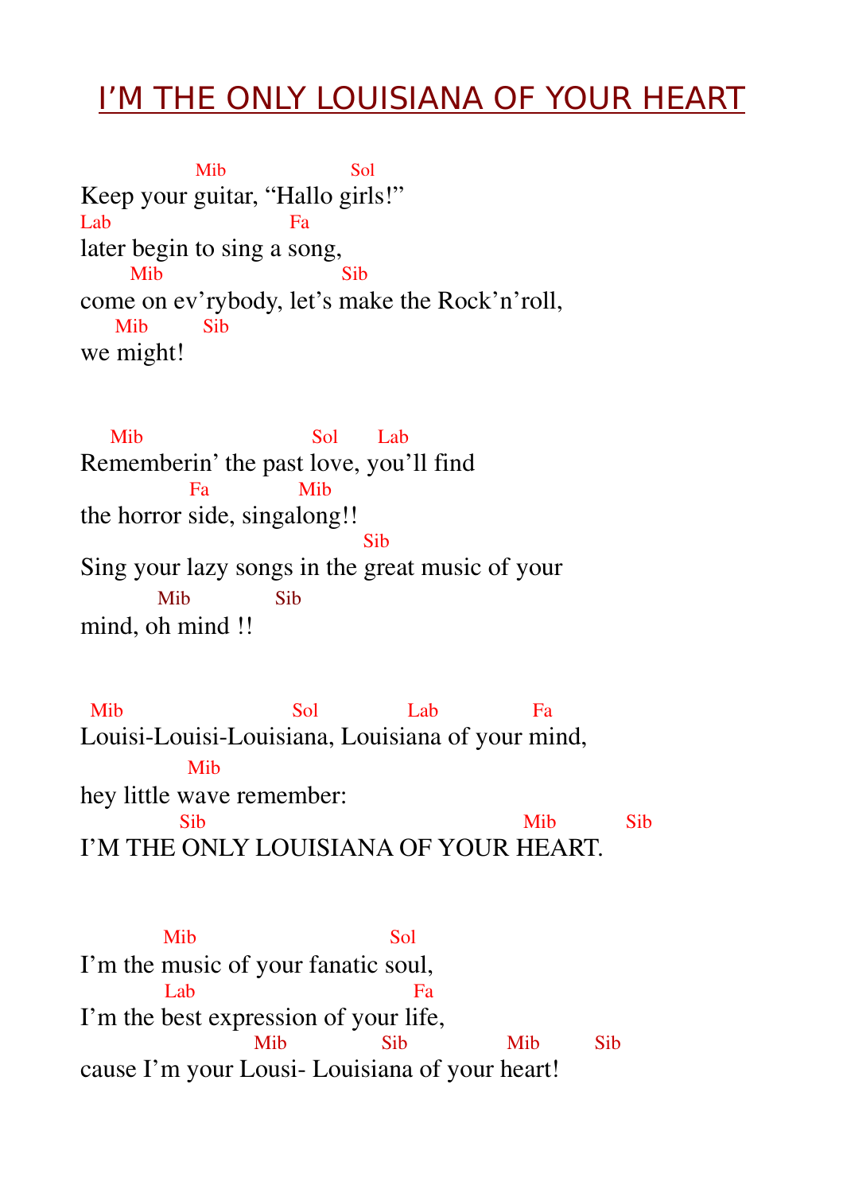# I'M THE ONLY LOUISIANA OF YOUR HEART

```
              Mib                Sol
Keep your guitar, “Hallo girls!”
Lab                   Fa
later begin to sing a song,
       Mib                        Sib
come on ev’rybody, let’s make the Rock’n’roll,
     Mib       Sib
we might!
```

```
     Mib                      Sol      Lab
Rememberin’ the past love, you’ll find
             Fa            Mib
the horror side, singalong!!
                                     Sib
Sing your lazy songs in the great music of your
          Mib            Sib
mind, oh mind !!
```

```
 Mib                      Sol             Lab             Fa
Louisi-Louisi-Louisiana, Louisiana of your mind,
               Mib
hey little wave remember:
            Sib                                     Mib          Sib
I’M THE ONLY LOUISIANA OF YOUR HEART.
```

```
           Mib                      Sol
I’m the music of your fanatic soul,
          Lab                         Fa
I’m the best expression of your life,
                     Mib           Sib           Mib        Sib
cause I’m your Lousi- Louisiana of your heart!
```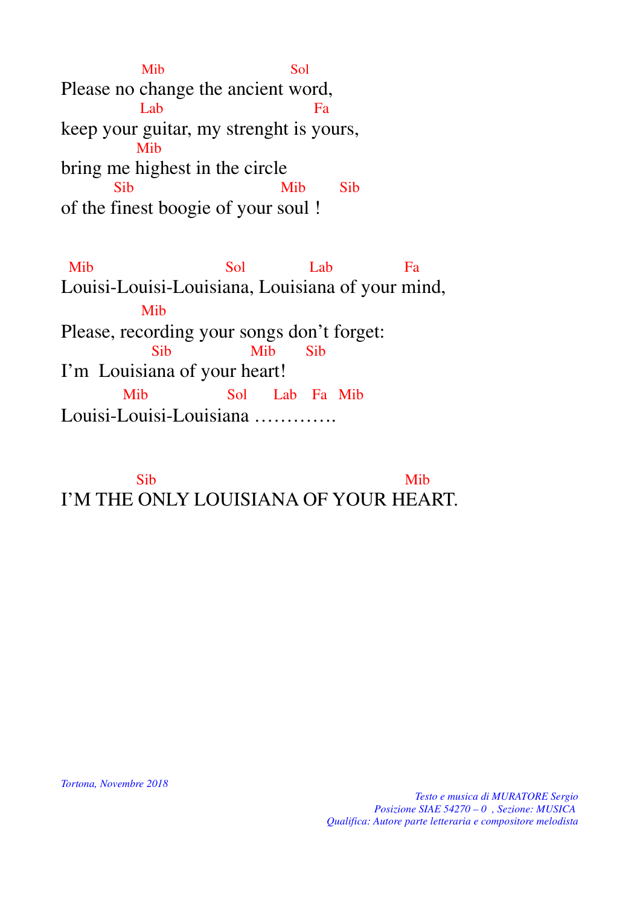```
            Mib                        Sol
Please no change the ancient word,
            Lab                        Fa
keep your guitar, my strenght is yours,
           Mib
bring me highest in the circle
        Sib                        Mib       Sib
of the finest boogie of your soul !
```

```
 Mib                      Sol          Lab           Fa
Louisi-Louisi-Louisiana, Louisiana of your mind,
             Mib
Please, recording your songs don't forget:
             Sib              Mib     Sib
I'm  Louisiana of your heart!
          Mib              Sol     Lab   Fa  Mib
Louisi-Louisi-Louisiana ………….
```

```
           Sib                                       Mib
I'M THE ONLY LOUISIANA OF YOUR HEART.
```

*Tortona, Novembre 2018*

*Testo e musica di MURATORE Sergio*
*Posizione SIAE 54270 – 0 , Sezione: MUSICA*
*Qualifica: Autore parte letteraria e compositore melodista*